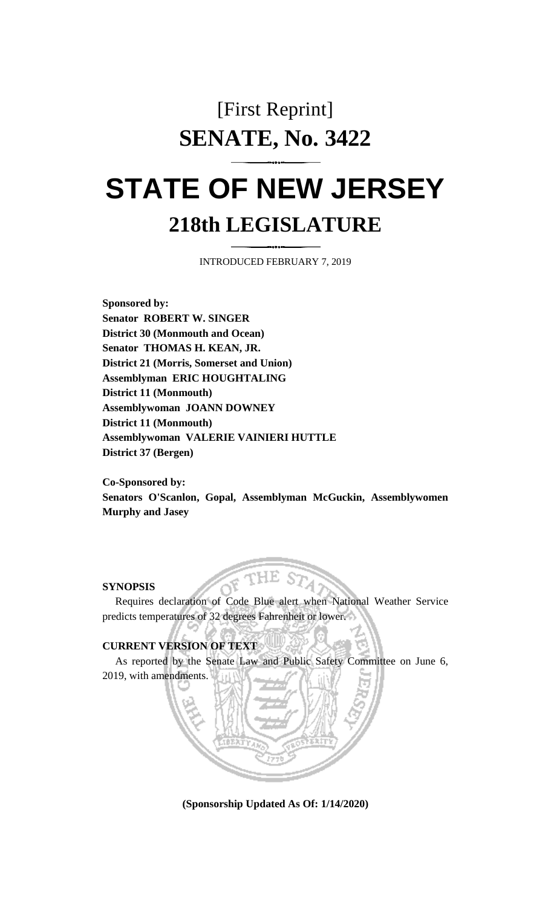# [First Reprint]
# SENATE, No. 3422

# STATE OF NEW JERSEY
## 218th LEGISLATURE

INTRODUCED FEBRUARY 7, 2019

**Sponsored by:**
**Senator ROBERT W. SINGER**
**District 30 (Monmouth and Ocean)**
**Senator THOMAS H. KEAN, JR.**
**District 21 (Morris, Somerset and Union)**
**Assemblyman ERIC HOUGHTALING**
**District 11 (Monmouth)**
**Assemblywoman JOANN DOWNEY**
**District 11 (Monmouth)**
**Assemblywoman VALERIE VAINIERI HUTTLE**
**District 37 (Bergen)**

**Co-Sponsored by:**
**Senators O'Scanlon, Gopal, Assemblyman McGuckin, Assemblywomen Murphy and Jasey**

**SYNOPSIS**

Requires declaration of Code Blue alert when National Weather Service predicts temperatures of 32 degrees Fahrenheit or lower.

**CURRENT VERSION OF TEXT**

As reported by the Senate Law and Public Safety Committee on June 6, 2019, with amendments.

**(Sponsorship Updated As Of: 1/14/2020)**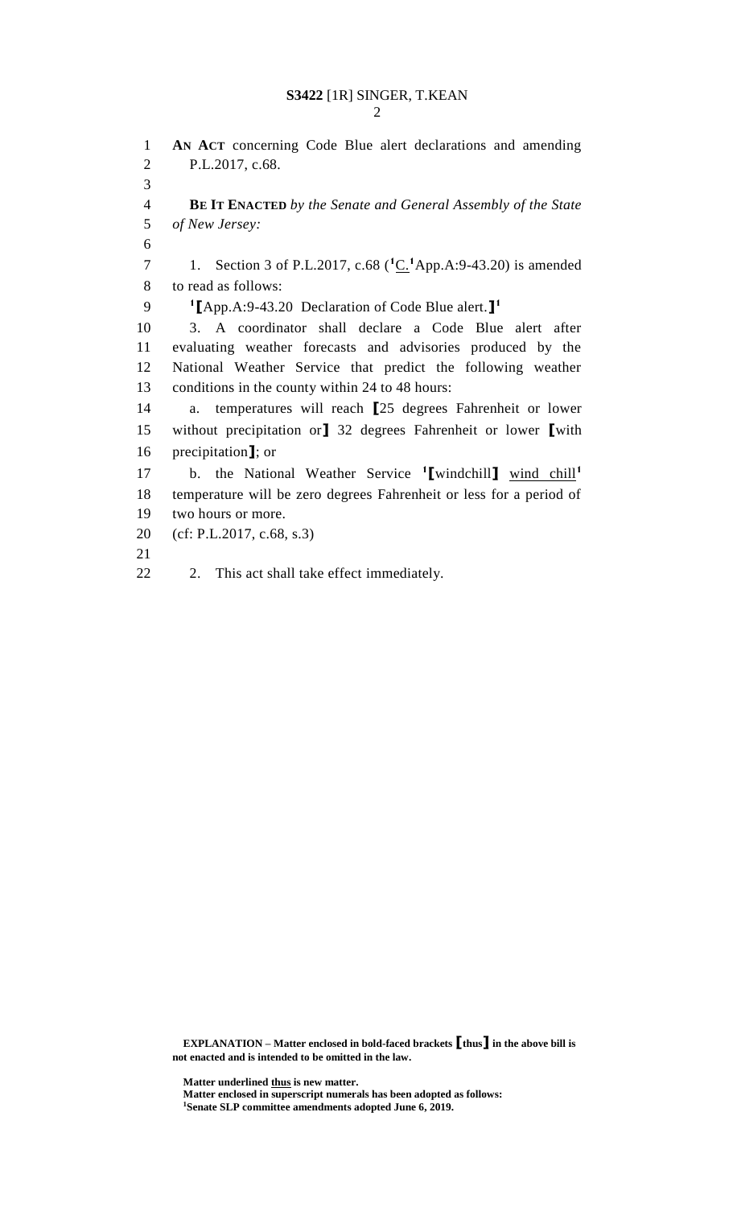**AN ACT** concerning Code Blue alert declarations and amending P.L.2017, c.68.

**BE IT ENACTED** *by the Senate and General Assembly of the State of New Jersey:*

1. Section 3 of P.L.2017, c.68 ([1]C.[1]App.A:9-43.20) is amended to read as follows:

[1]**[**App.A:9-43.20 Declaration of Code Blue alert.**]**[1]

3. A coordinator shall declare a Code Blue alert after evaluating weather forecasts and advisories produced by the National Weather Service that predict the following weather conditions in the county within 24 to 48 hours:

a. temperatures will reach **[**25 degrees Fahrenheit or lower without precipitation or**]** 32 degrees Fahrenheit or lower **[**with precipitation**]**; or

b. the National Weather Service [1]**[**windchill**]** wind chill[1] temperature will be zero degrees Fahrenheit or less for a period of two hours or more.

(cf: P.L.2017, c.68, s.3)

2. This act shall take effect immediately.

**EXPLANATION – Matter enclosed in bold-faced brackets [thus] in the above bill is not enacted and is intended to be omitted in the law.**

**Matter underlined thus is new matter.**
**Matter enclosed in superscript numerals has been adopted as follows:**
**[1]Senate SLP committee amendments adopted June 6, 2019.**